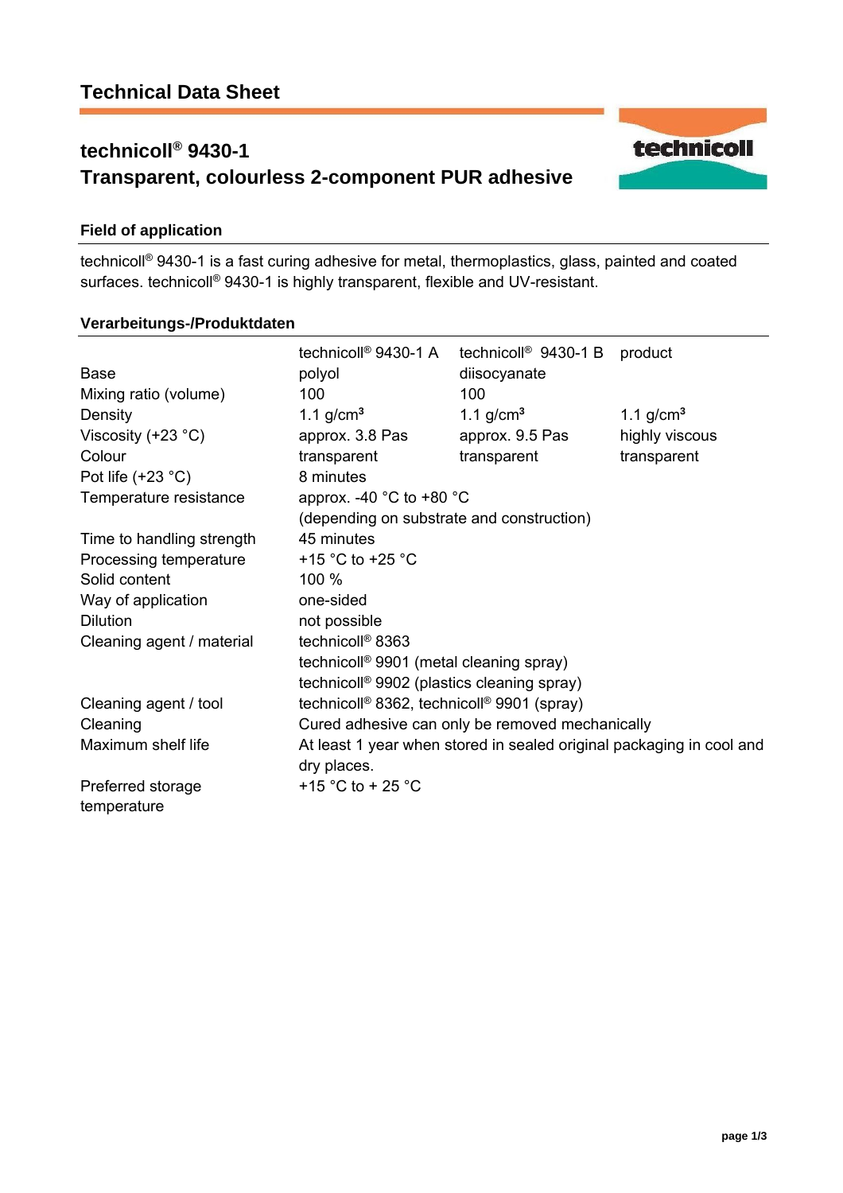# Technical Data Sheet

## technicoll® 9430-1
## Transparent, colourless 2-component PUR adhesive

### Field of application

technicoll® 9430-1 is a fast curing adhesive for metal, thermoplastics, glass, painted and coated surfaces. technicoll® 9430-1 is highly transparent, flexible and UV-resistant.

### Verarbeitungs-/Produktdaten

| | technicoll® 9430-1 A | technicoll® 9430-1 B | product |
|---|---|---|---|
| Base | polyol | diisocyanate | |
| Mixing ratio (volume) | 100 | 100 | |
| Density | 1.1 g/cm³ | 1.1 g/cm³ | 1.1 g/cm³ |
| Viscosity (+23 °C) | approx. 3.8 Pas | approx. 9.5 Pas | highly viscous |
| Colour | transparent | transparent | transparent |
| Pot life (+23 °C) | 8 minutes | | |
| Temperature resistance | approx. -40 °C to +80 °C (depending on substrate and construction) | | |
| Time to handling strength | 45 minutes | | |
| Processing temperature | +15 °C to +25 °C | | |
| Solid content | 100 % | | |
| Way of application | one-sided | | |
| Dilution | not possible | | |
| Cleaning agent / material | technicoll® 8363<br>technicoll® 9901 (metal cleaning spray)<br>technicoll® 9902 (plastics cleaning spray) | | |
| Cleaning agent / tool | technicoll® 8362, technicoll® 9901 (spray) | | |
| Cleaning | Cured adhesive can only be removed mechanically | | |
| Maximum shelf life | At least 1 year when stored in sealed original packaging in cool and dry places. | | |
| Preferred storage temperature | +15 °C to + 25 °C | | |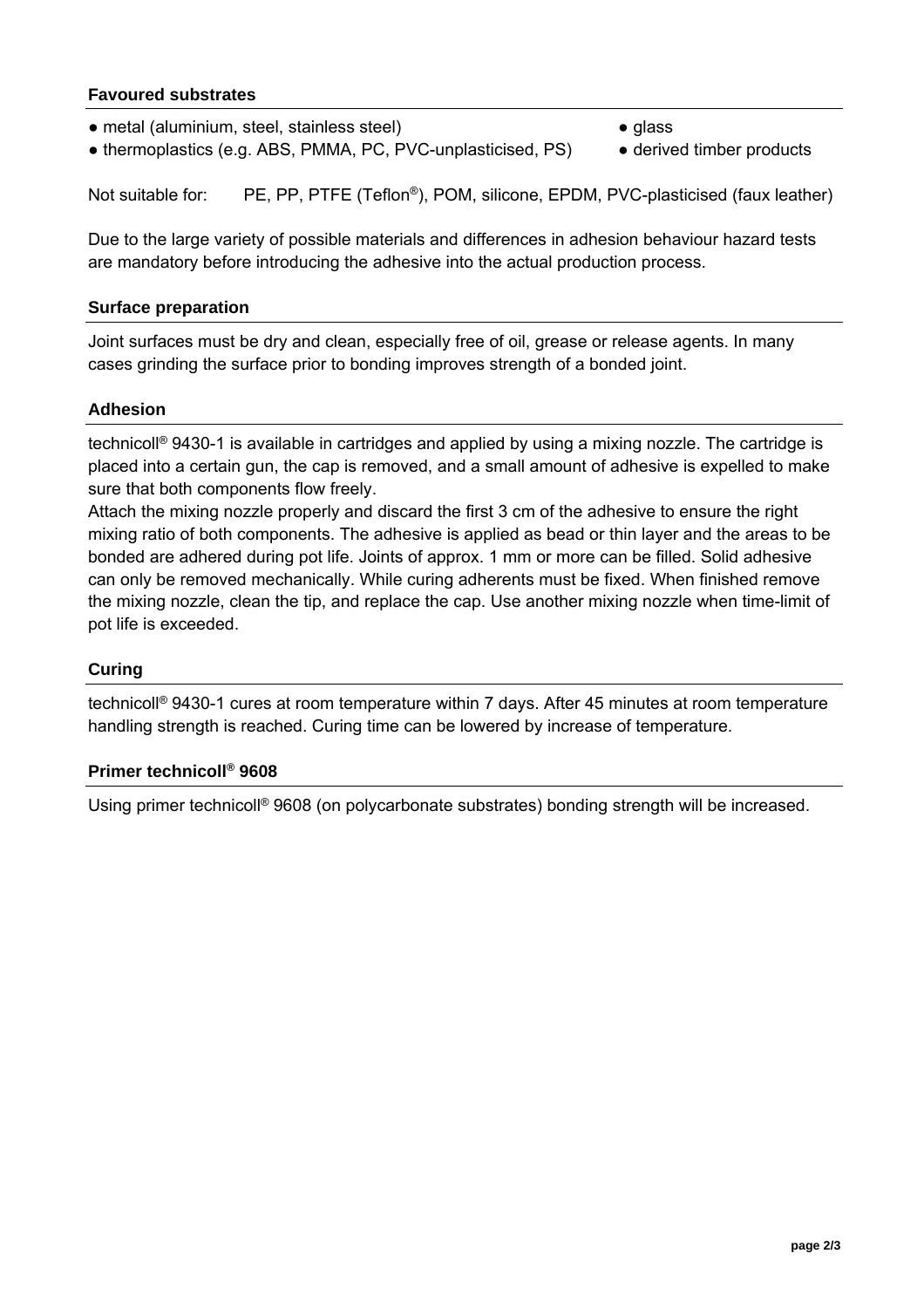## Favoured substrates

- metal (aluminium, steel, stainless steel)
- thermoplastics (e.g. ABS, PMMA, PC, PVC-unplasticised, PS)
- glass
- derived timber products

Not suitable for: PE, PP, PTFE (Teflon®), POM, silicone, EPDM, PVC-plasticised (faux leather)

Due to the large variety of possible materials and differences in adhesion behaviour hazard tests are mandatory before introducing the adhesive into the actual production process.

## Surface preparation

Joint surfaces must be dry and clean, especially free of oil, grease or release agents. In many cases grinding the surface prior to bonding improves strength of a bonded joint.

## Adhesion

technicoll® 9430-1 is available in cartridges and applied by using a mixing nozzle. The cartridge is placed into a certain gun, the cap is removed, and a small amount of adhesive is expelled to make sure that both components flow freely.
Attach the mixing nozzle properly and discard the first 3 cm of the adhesive to ensure the right mixing ratio of both components. The adhesive is applied as bead or thin layer and the areas to be bonded are adhered during pot life. Joints of approx. 1 mm or more can be filled. Solid adhesive can only be removed mechanically. While curing adherents must be fixed. When finished remove the mixing nozzle, clean the tip, and replace the cap. Use another mixing nozzle when time-limit of pot life is exceeded.

## Curing

technicoll® 9430-1 cures at room temperature within 7 days. After 45 minutes at room temperature handling strength is reached. Curing time can be lowered by increase of temperature.

## Primer technicoll® 9608

Using primer technicoll® 9608 (on polycarbonate substrates) bonding strength will be increased.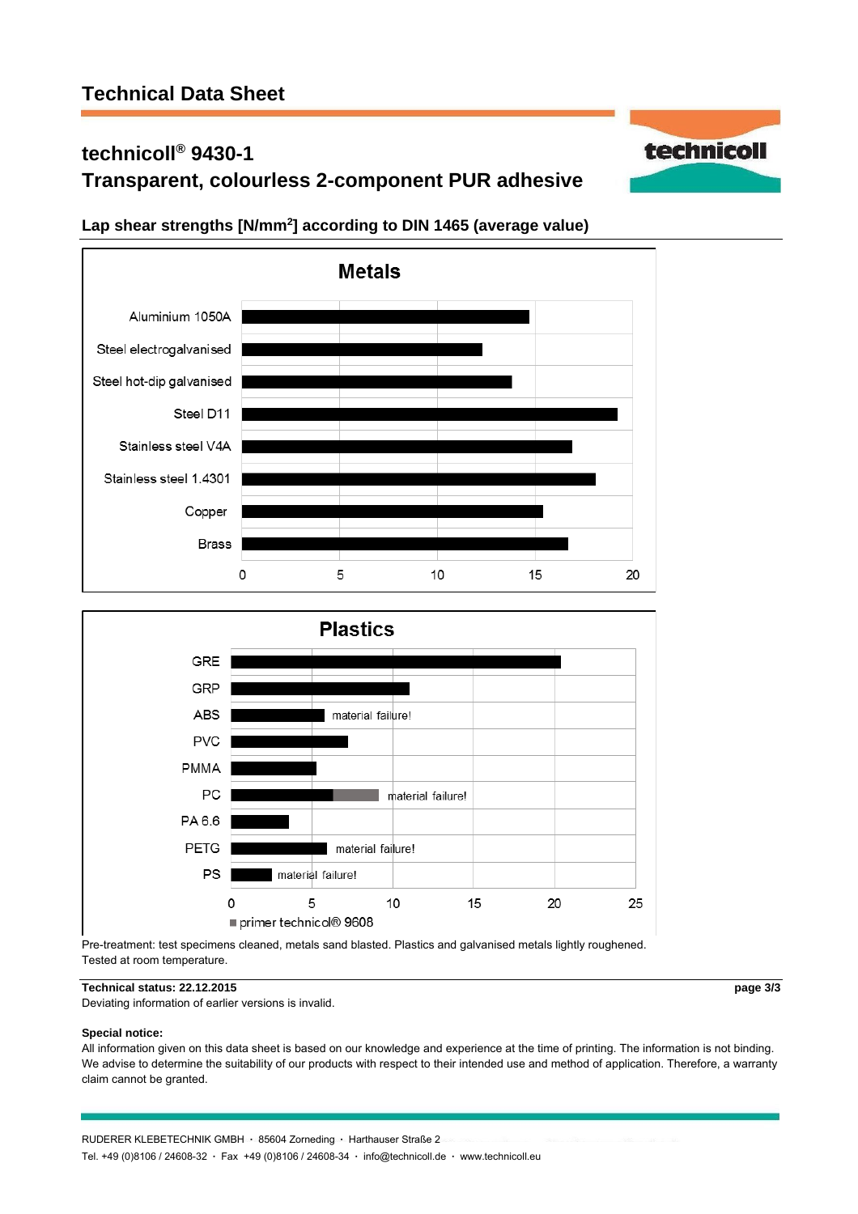# Technical Data Sheet

## technicoll® 9430-1

## Transparent, colourless 2-component PUR adhesive

### Lap shear strengths [N/mm²] according to DIN 1465 (average value)

**Metals**

Aluminium 1050A
Steel electrogalvanised
Steel hot-dip galvanised
Steel D11
Stainless steel V4A
Stainless steel 1.4301
Copper
Brass

0 5 10 15 20

**Plastics**

GRE
GRP
ABS material failure!
PVC
PMMA
PC material failure!
PA 6.6
PETG material failure!
PS material failure!

0 5 10 15 20 25

primer technicol® 9608

Pre-treatment: test specimens cleaned, metals sand blasted. Plastics and galvanised metals lightly roughened.
Tested at room temperature.

**Technical status: 22.12.2015**

Deviating information of earlier versions is invalid.

**Special notice:**

All information given on this data sheet is based on our knowledge and experience at the time of printing. The information is not binding. We advise to determine the suitability of our products with respect to their intended use and method of application. Therefore, a warranty claim cannot be granted.

RUDERER KLEBETECHNIK GMBH · 85604 Zorneding · Harthauser Straße 2

Tel. +49 (0)8106 / 24608-32 · Fax +49 (0)8106 / 24608-34 · info@technicoll.de · www.technicoll.eu